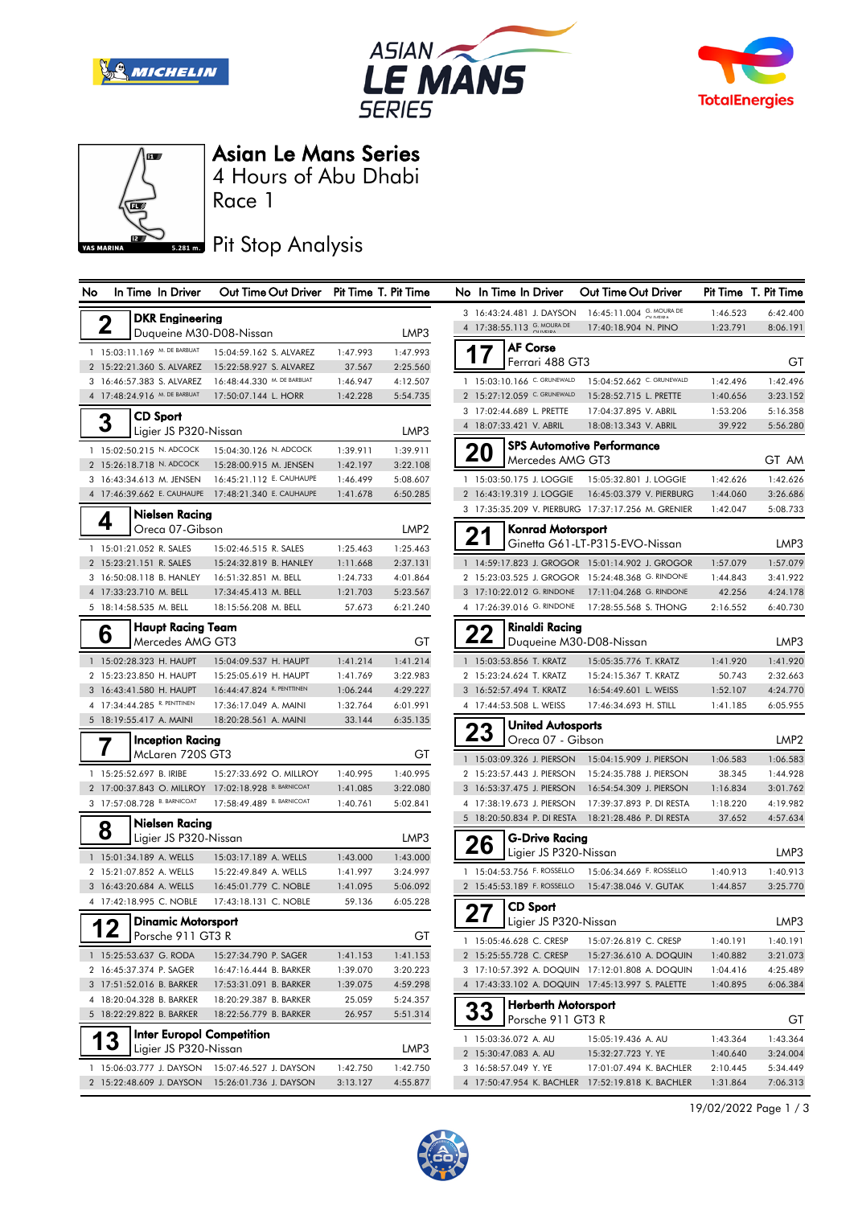# Asian Le Mans Series

4 Hours of Abu Dhabi

Race 1

## Pit Stop Analysis

| No | In Time | In Driver | Out Time | Out Driver | Pit Time | T. Pit Time |
|---|---|---|---|---|---|---|
| **2** | **DKR Engineering** — Duqueine M30-D08-Nissan | | | | | LMP3 |
| 1 | 15:03:11.169 | M. DE BARBUAT | 15:04:59.162 | S. ALVAREZ | 1:47.993 | 1:47.993 |
| 2 | 15:22:21.360 | S. ALVAREZ | 15:22:58.927 | S. ALVAREZ | 37.567 | 2:25.560 |
| 3 | 16:46:57.383 | S. ALVAREZ | 16:48:44.330 | M. DE BARBUAT | 1:46.947 | 4:12.507 |
| 4 | 17:48:24.916 | M. DE BARBUAT | 17:50:07.144 | L. HORR | 1:42.228 | 5:54.735 |
| **3** | **CD Sport** — Ligier JS P320-Nissan | | | | | LMP3 |
| 1 | 15:02:50.215 | N. ADCOCK | 15:04:30.126 | N. ADCOCK | 1:39.911 | 1:39.911 |
| 2 | 15:26:18.718 | N. ADCOCK | 15:28:00.915 | M. JENSEN | 1:42.197 | 3:22.108 |
| 3 | 16:43:34.613 | M. JENSEN | 16:45:21.112 | E. CAUHAUPE | 1:46.499 | 5:08.607 |
| 4 | 17:46:39.662 | E. CAUHAUPE | 17:48:21.340 | E. CAUHAUPE | 1:41.678 | 6:50.285 |
| **4** | **Nielsen Racing** — Oreca 07-Gibson | | | | | LMP2 |
| 1 | 15:01:21.052 | R. SALES | 15:02:46.515 | R. SALES | 1:25.463 | 1:25.463 |
| 2 | 15:23:21.151 | R. SALES | 15:24:32.819 | B. HANLEY | 1:11.668 | 2:37.131 |
| 3 | 16:50:08.118 | B. HANLEY | 16:51:32.851 | M. BELL | 1:24.733 | 4:01.864 |
| 4 | 17:33:23.710 | M. BELL | 17:34:45.413 | M. BELL | 1:21.703 | 5:23.567 |
| 5 | 18:14:58.535 | M. BELL | 18:15:56.208 | M. BELL | 57.673 | 6:21.240 |
| **6** | **Haupt Racing Team** — Mercedes AMG GT3 | | | | | GT |
| 1 | 15:02:28.323 | H. HAUPT | 15:04:09.537 | H. HAUPT | 1:41.214 | 1:41.214 |
| 2 | 15:23:23.850 | H. HAUPT | 15:25:05.619 | H. HAUPT | 1:41.769 | 3:22.983 |
| 3 | 16:43:41.580 | H. HAUPT | 16:44:47.824 | R. PENTTINEN | 1:06.244 | 4:29.227 |
| 4 | 17:34:44.285 | R. PENTTINEN | 17:36:17.049 | A. MAINI | 1:32.764 | 6:01.991 |
| 5 | 18:19:55.417 | A. MAINI | 18:20:28.561 | A. MAINI | 33.144 | 6:35.135 |
| **7** | **Inception Racing** — McLaren 720S GT3 | | | | | GT |
| 1 | 15:25:52.697 | B. IRIBE | 15:27:33.692 | O. MILLROY | 1:40.995 | 1:40.995 |
| 2 | 17:00:37.843 | O. MILLROY | 17:02:18.928 | B. BARNICOAT | 1:41.085 | 3:22.080 |
| 3 | 17:57:08.728 | B. BARNICOAT | 17:58:49.489 | B. BARNICOAT | 1:40.761 | 5:02.841 |
| **8** | **Nielsen Racing** — Ligier JS P320-Nissan | | | | | LMP3 |
| 1 | 15:01:34.189 | A. WELLS | 15:03:17.189 | A. WELLS | 1:43.000 | 1:43.000 |
| 2 | 15:21:07.852 | A. WELLS | 15:22:49.849 | A. WELLS | 1:41.997 | 3:24.997 |
| 3 | 16:43:20.684 | A. WELLS | 16:45:01.779 | C. NOBLE | 1:41.095 | 5:06.092 |
| 4 | 17:42:18.995 | C. NOBLE | 17:43:18.131 | C. NOBLE | 59.136 | 6:05.228 |
| **12** | **Dinamic Motorsport** — Porsche 911 GT3 R | | | | | GT |
| 1 | 15:25:53.637 | G. RODA | 15:27:34.790 | P. SAGER | 1:41.153 | 1:41.153 |
| 2 | 16:45:37.374 | P. SAGER | 16:47:16.444 | B. BARKER | 1:39.070 | 3:20.223 |
| 3 | 17:51:52.016 | B. BARKER | 17:53:31.091 | B. BARKER | 1:39.075 | 4:59.298 |
| 4 | 18:20:04.328 | B. BARKER | 18:20:29.387 | B. BARKER | 25.059 | 5:24.357 |
| 5 | 18:22:29.822 | B. BARKER | 18:22:56.779 | B. BARKER | 26.957 | 5:51.314 |
| **13** | **Inter Europol Competition** — Ligier JS P320-Nissan | | | | | LMP3 |
| 1 | 15:06:03.777 | J. DAYSON | 15:07:46.527 | J. DAYSON | 1:42.750 | 1:42.750 |
| 2 | 15:22:48.609 | J. DAYSON | 15:26:01.736 | J. DAYSON | 3:13.127 | 4:55.877 |
| 3 | 16:43:24.481 | J. DAYSON | 16:45:11.004 | G. MOURA DE OLIVEIRA | 1:46.523 | 6:42.400 |
| 4 | 17:38:55.113 | G. MOURA DE OLIVEIRA | 17:40:18.904 | N. PINO | 1:23.791 | 8:06.191 |
| **17** | **AF Corse** — Ferrari 488 GT3 | | | | | GT |
| 1 | 15:03:10.166 | C. GRUNEWALD | 15:04:52.662 | C. GRUNEWALD | 1:42.496 | 1:42.496 |
| 2 | 15:27:12.059 | C. GRUNEWALD | 15:28:52.715 | L. PRETTE | 1:40.656 | 3:23.152 |
| 3 | 17:02:44.689 | L. PRETTE | 17:04:37.895 | V. ABRIL | 1:53.206 | 5:16.358 |
| 4 | 18:07:33.421 | V. ABRIL | 18:08:13.343 | V. ABRIL | 39.922 | 5:56.280 |
| **20** | **SPS Automotive Performance** — Mercedes AMG GT3 | | | | | GT AM |
| 1 | 15:03:50.175 | J. LOGGIE | 15:05:32.801 | J. LOGGIE | 1:42.626 | 1:42.626 |
| 2 | 16:43:19.319 | J. LOGGIE | 16:45:03.379 | V. PIERBURG | 1:44.060 | 3:26.686 |
| 3 | 17:35:35.209 | V. PIERBURG | 17:37:17.256 | M. GRENIER | 1:42.047 | 5:08.733 |
| **21** | **Konrad Motorsport** — Ginetta G61-LT-P315-EVO-Nissan | | | | | LMP3 |
| 1 | 14:59:17.823 | J. GROGOR | 15:01:14.902 | J. GROGOR | 1:57.079 | 1:57.079 |
| 2 | 15:23:03.525 | J. GROGOR | 15:24:48.368 | G. RINDONE | 1:44.843 | 3:41.922 |
| 3 | 17:10:22.012 | G. RINDONE | 17:11:04.268 | G. RINDONE | 42.256 | 4:24.178 |
| 4 | 17:26:39.016 | G. RINDONE | 17:28:55.568 | S. THONG | 2:16.552 | 6:40.730 |
| **22** | **Rinaldi Racing** — Duqueine M30-D08-Nissan | | | | | LMP3 |
| 1 | 15:03:53.856 | T. KRATZ | 15:05:35.776 | T. KRATZ | 1:41.920 | 1:41.920 |
| 2 | 15:23:24.624 | T. KRATZ | 15:24:15.367 | T. KRATZ | 50.743 | 2:32.663 |
| 3 | 16:52:57.494 | T. KRATZ | 16:54:49.601 | L. WEISS | 1:52.107 | 4:24.770 |
| 4 | 17:44:53.508 | L. WEISS | 17:46:34.693 | H. STILL | 1:41.185 | 6:05.955 |
| **23** | **United Autosports** — Oreca 07 - Gibson | | | | | LMP2 |
| 1 | 15:03:09.326 | J. PIERSON | 15:04:15.909 | J. PIERSON | 1:06.583 | 1:06.583 |
| 2 | 15:23:57.443 | J. PIERSON | 15:24:35.788 | J. PIERSON | 38.345 | 1:44.928 |
| 3 | 16:53:37.475 | J. PIERSON | 16:54:54.309 | J. PIERSON | 1:16.834 | 3:01.762 |
| 4 | 17:38:19.673 | J. PIERSON | 17:39:37.893 | P. DI RESTA | 1:18.220 | 4:19.982 |
| 5 | 18:20:50.834 | P. DI RESTA | 18:21:28.486 | P. DI RESTA | 37.652 | 4:57.634 |
| **26** | **G-Drive Racing** — Ligier JS P320-Nissan | | | | | LMP3 |
| 1 | 15:04:53.756 | F. ROSSELLO | 15:06:34.669 | F. ROSSELLO | 1:40.913 | 1:40.913 |
| 2 | 15:45:53.189 | F. ROSSELLO | 15:47:38.046 | V. GUTAK | 1:44.857 | 3:25.770 |
| **27** | **CD Sport** — Ligier JS P320-Nissan | | | | | LMP3 |
| 1 | 15:05:46.628 | C. CRESP | 15:07:26.819 | C. CRESP | 1:40.191 | 1:40.191 |
| 2 | 15:25:55.728 | C. CRESP | 15:27:36.610 | A. DOQUIN | 1:40.882 | 3:21.073 |
| 3 | 17:10:57.392 | A. DOQUIN | 17:12:01.808 | A. DOQUIN | 1:04.416 | 4:25.489 |
| 4 | 17:43:33.102 | A. DOQUIN | 17:45:13.997 | S. PALETTE | 1:40.895 | 6:06.384 |
| **33** | **Herberth Motorsport** — Porsche 911 GT3 R | | | | | GT |
| 1 | 15:03:36.072 | A. AU | 15:05:19.436 | A. AU | 1:43.364 | 1:43.364 |
| 2 | 15:30:47.083 | A. AU | 15:32:27.723 | Y. YE | 1:40.640 | 3:24.004 |
| 3 | 16:58:57.049 | Y. YE | 17:01:07.494 | K. BACHLER | 2:10.445 | 5:34.449 |
| 4 | 17:50:47.954 | K. BACHLER | 17:52:19.818 | K. BACHLER | 1:31.864 | 7:06.313 |

19/02/2022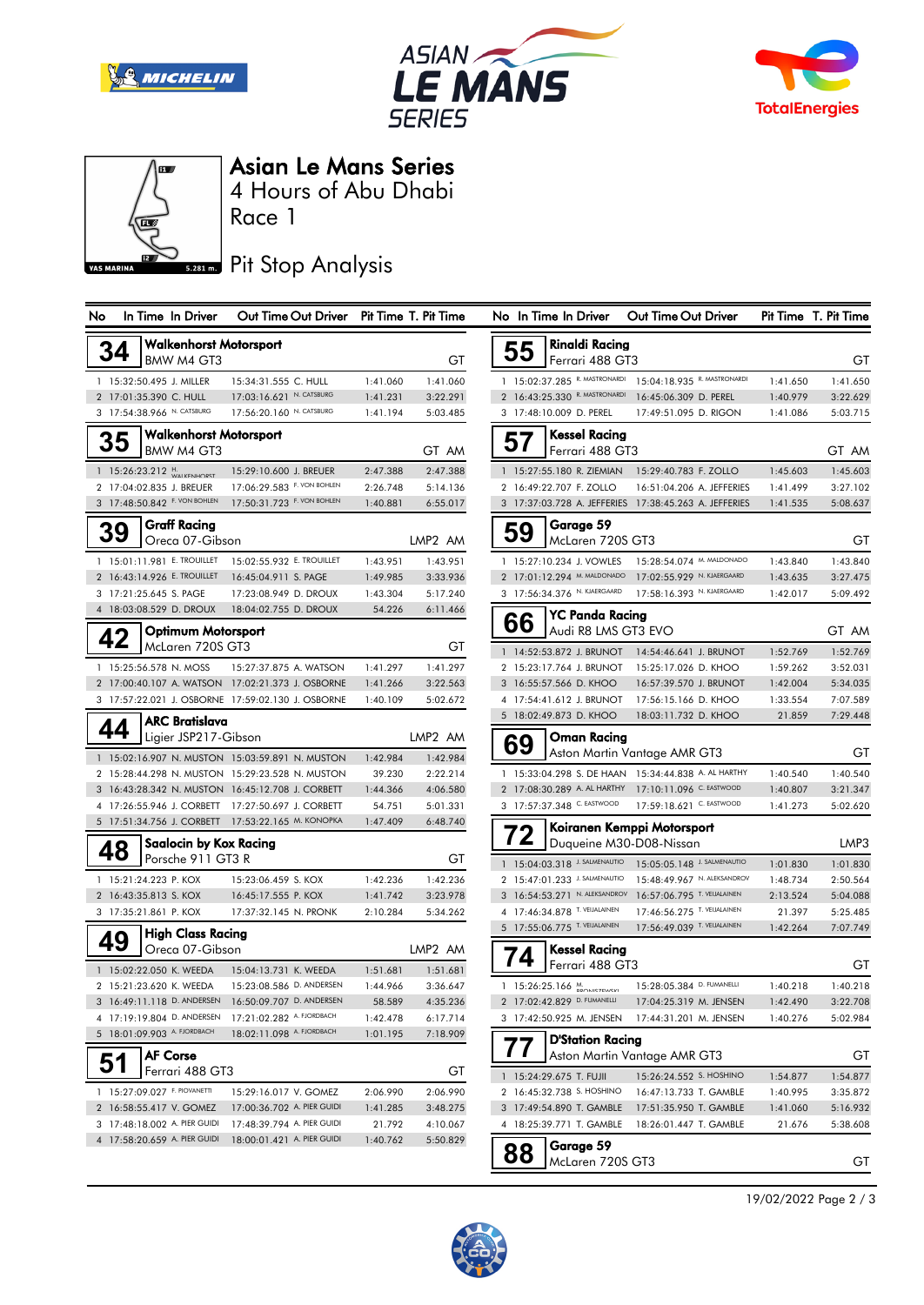# Asian Le Mans Series

## 4 Hours of Abu Dhabi

## Race 1

## Pit Stop Analysis

YAS MARINA 5.281 m.

### 34 Walkenhorst Motorsport — BMW M4 GT3 — GT

| No | In Time | In Driver | Out Time | Out Driver | Pit Time | T. Pit Time |
|---|---|---|---|---|---|---|
| 1 | 15:32:50.495 | J. MILLER | 15:34:31.555 | C. HULL | 1:41.060 | 1:41.060 |
| 2 | 17:01:35.390 | C. HULL | 17:03:16.621 | N. CATSBURG | 1:41.231 | 3:22.291 |
| 3 | 17:54:38.966 | N. CATSBURG | 17:56:20.160 | N. CATSBURG | 1:41.194 | 5:03.485 |

### 35 Walkenhorst Motorsport — BMW M4 GT3 — GT AM

| No | In Time | In Driver | Out Time | Out Driver | Pit Time | T. Pit Time |
|---|---|---|---|---|---|---|
| 1 | 15:26:23.212 | H. WALKENHORST | 15:29:10.600 | J. BREUER | 2:47.388 | 2:47.388 |
| 2 | 17:04:02.835 | J. BREUER | 17:06:29.583 | F. VON BOHLEN | 2:26.748 | 5:14.136 |
| 3 | 17:48:50.842 | F. VON BOHLEN | 17:50:31.723 | F. VON BOHLEN | 1:40.881 | 6:55.017 |

### 39 Graff Racing — Oreca 07-Gibson — LMP2 AM

| No | In Time | In Driver | Out Time | Out Driver | Pit Time | T. Pit Time |
|---|---|---|---|---|---|---|
| 1 | 15:01:11.981 | E. TROUILLET | 15:02:55.932 | E. TROUILLET | 1:43.951 | 1:43.951 |
| 2 | 16:43:14.926 | E. TROUILLET | 16:45:04.911 | S. PAGE | 1:49.985 | 3:33.936 |
| 3 | 17:21:25.645 | S. PAGE | 17:23:08.949 | D. DROUX | 1:43.304 | 5:17.240 |
| 4 | 18:03:08.529 | D. DROUX | 18:04:02.755 | D. DROUX | 54.226 | 6:11.466 |

### 42 Optimum Motorsport — McLaren 720S GT3 — GT

| No | In Time | In Driver | Out Time | Out Driver | Pit Time | T. Pit Time |
|---|---|---|---|---|---|---|
| 1 | 15:25:56.578 | N. MOSS | 15:27:37.875 | A. WATSON | 1:41.297 | 1:41.297 |
| 2 | 17:00:40.107 | A. WATSON | 17:02:21.373 | J. OSBORNE | 1:41.266 | 3:22.563 |
| 3 | 17:57:22.021 | J. OSBORNE | 17:59:02.130 | J. OSBORNE | 1:40.109 | 5:02.672 |

### 44 ARC Bratislava — Ligier JSP217-Gibson — LMP2 AM

| No | In Time | In Driver | Out Time | Out Driver | Pit Time | T. Pit Time |
|---|---|---|---|---|---|---|
| 1 | 15:02:16.907 | N. MUSTON | 15:03:59.891 | N. MUSTON | 1:42.984 | 1:42.984 |
| 2 | 15:28:44.298 | N. MUSTON | 15:29:23.528 | N. MUSTON | 39.230 | 2:22.214 |
| 3 | 16:43:28.342 | N. MUSTON | 16:45:12.708 | J. CORBETT | 1:44.366 | 4:06.580 |
| 4 | 17:26:55.946 | J. CORBETT | 17:27:50.697 | J. CORBETT | 54.751 | 5:01.331 |
| 5 | 17:51:34.756 | J. CORBETT | 17:53:22.165 | M. KONOPKA | 1:47.409 | 6:48.740 |

### 48 Saalocin by Kox Racing — Porsche 911 GT3 R — GT

| No | In Time | In Driver | Out Time | Out Driver | Pit Time | T. Pit Time |
|---|---|---|---|---|---|---|
| 1 | 15:21:24.223 | P. KOX | 15:23:06.459 | S. KOX | 1:42.236 | 1:42.236 |
| 2 | 16:43:35.813 | S. KOX | 16:45:17.555 | P. KOX | 1:41.742 | 3:23.978 |
| 3 | 17:35:21.861 | P. KOX | 17:37:32.145 | N. PRONK | 2:10.284 | 5:34.262 |

### 49 High Class Racing — Oreca 07-Gibson — LMP2 AM

| No | In Time | In Driver | Out Time | Out Driver | Pit Time | T. Pit Time |
|---|---|---|---|---|---|---|
| 1 | 15:02:22.050 | K. WEEDA | 15:04:13.731 | K. WEEDA | 1:51.681 | 1:51.681 |
| 2 | 15:21:23.620 | K. WEEDA | 15:23:08.586 | D. ANDERSEN | 1:44.966 | 3:36.647 |
| 3 | 16:49:11.118 | D. ANDERSEN | 16:50:09.707 | D. ANDERSEN | 58.589 | 4:35.236 |
| 4 | 17:19:19.804 | D. ANDERSEN | 17:21:02.282 | A. FJORDBACH | 1:42.478 | 6:17.714 |
| 5 | 18:01:09.903 | A. FJORDBACH | 18:02:11.098 | A. FJORDBACH | 1:01.195 | 7:18.909 |

### 51 AF Corse — Ferrari 488 GT3 — GT

| No | In Time | In Driver | Out Time | Out Driver | Pit Time | T. Pit Time |
|---|---|---|---|---|---|---|
| 1 | 15:27:09.027 | F. PIOVANETTI | 15:29:16.017 | V. GOMEZ | 2:06.990 | 2:06.990 |
| 2 | 16:58:55.417 | V. GOMEZ | 17:00:36.702 | A. PIER GUIDI | 1:41.285 | 3:48.275 |
| 3 | 17:48:18.002 | A. PIER GUIDI | 17:48:39.794 | A. PIER GUIDI | 21.792 | 4:10.067 |
| 4 | 17:58:20.659 | A. PIER GUIDI | 18:00:01.421 | A. PIER GUIDI | 1:40.762 | 5:50.829 |

### 55 Rinaldi Racing — Ferrari 488 GT3 — GT

| No | In Time | In Driver | Out Time | Out Driver | Pit Time | T. Pit Time |
|---|---|---|---|---|---|---|
| 1 | 15:02:37.285 | R. MASTRONARDI | 15:04:18.935 | R. MASTRONARDI | 1:41.650 | 1:41.650 |
| 2 | 16:43:25.330 | R. MASTRONARDI | 16:45:06.309 | D. PEREL | 1:40.979 | 3:22.629 |
| 3 | 17:48:10.009 | D. PEREL | 17:49:51.095 | D. RIGON | 1:41.086 | 5:03.715 |

### 57 Kessel Racing — Ferrari 488 GT3 — GT AM

| No | In Time | In Driver | Out Time | Out Driver | Pit Time | T. Pit Time |
|---|---|---|---|---|---|---|
| 1 | 15:27:55.180 | R. ZIEMIAN | 15:29:40.783 | F. ZOLLO | 1:45.603 | 1:45.603 |
| 2 | 16:49:22.707 | F. ZOLLO | 16:51:04.206 | A. JEFFERIES | 1:41.499 | 3:27.102 |
| 3 | 17:37:03.728 | A. JEFFERIES | 17:38:45.263 | A. JEFFERIES | 1:41.535 | 5:08.637 |

### 59 Garage 59 — McLaren 720S GT3 — GT

| No | In Time | In Driver | Out Time | Out Driver | Pit Time | T. Pit Time |
|---|---|---|---|---|---|---|
| 1 | 15:27:10.234 | J. VOWLES | 15:28:54.074 | M. MALDONADO | 1:43.840 | 1:43.840 |
| 2 | 17:01:12.294 | M. MALDONADO | 17:02:55.929 | N. KJAERGAARD | 1:43.635 | 3:27.475 |
| 3 | 17:56:34.376 | N. KJAERGAARD | 17:58:16.393 | N. KJAERGAARD | 1:42.017 | 5:09.492 |

### 66 YC Panda Racing — Audi R8 LMS GT3 EVO — GT AM

| No | In Time | In Driver | Out Time | Out Driver | Pit Time | T. Pit Time |
|---|---|---|---|---|---|---|
| 1 | 14:52:53.872 | J. BRUNOT | 14:54:46.641 | J. BRUNOT | 1:52.769 | 1:52.769 |
| 2 | 15:23:17.764 | J. BRUNOT | 15:25:17.026 | D. KHOO | 1:59.262 | 3:52.031 |
| 3 | 16:55:57.566 | D. KHOO | 16:57:39.570 | J. BRUNOT | 1:42.004 | 5:34.035 |
| 4 | 17:54:41.612 | J. BRUNOT | 17:56:15.166 | D. KHOO | 1:33.554 | 7:07.589 |
| 5 | 18:02:49.873 | D. KHOO | 18:03:11.732 | D. KHOO | 21.859 | 7:29.448 |

### 69 Oman Racing — Aston Martin Vantage AMR GT3 — GT

| No | In Time | In Driver | Out Time | Out Driver | Pit Time | T. Pit Time |
|---|---|---|---|---|---|---|
| 1 | 15:33:04.298 | S. DE HAAN | 15:34:44.838 | A. AL HARTHY | 1:40.540 | 1:40.540 |
| 2 | 17:08:30.289 | A. AL HARTHY | 17:10:11.096 | C. EASTWOOD | 1:40.807 | 3:21.347 |
| 3 | 17:57:37.348 | C. EASTWOOD | 17:59:18.621 | C. EASTWOOD | 1:41.273 | 5:02.620 |

### 72 Koiranen Kemppi Motorsport — Duqueine M30-D08-Nissan — LMP3

| No | In Time | In Driver | Out Time | Out Driver | Pit Time | T. Pit Time |
|---|---|---|---|---|---|---|
| 1 | 15:04:03.318 | J. SALMENAUTIO | 15:05:05.148 | J. SALMENAUTIO | 1:01.830 | 1:01.830 |
| 2 | 15:47:01.233 | J. SALMENAUTIO | 15:48:49.967 | N. ALEKSANDROV | 1:48.734 | 2:50.564 |
| 3 | 16:54:53.271 | N. ALEKSANDROV | 16:57:06.795 | T. VEIJALAINEN | 2:13.524 | 5:04.088 |
| 4 | 17:46:34.878 | T. VEIJALAINEN | 17:46:56.275 | T. VEIJALAINEN | 21.397 | 5:25.485 |
| 5 | 17:55:06.775 | T. VEIJALAINEN | 17:56:49.039 | T. VEIJALAINEN | 1:42.264 | 7:07.749 |

### 74 Kessel Racing — Ferrari 488 GT3 — GT

| No | In Time | In Driver | Out Time | Out Driver | Pit Time | T. Pit Time |
|---|---|---|---|---|---|---|
| 1 | 15:26:25.166 | M. BRONISZEWSKI | 15:28:05.384 | D. FUMANELLI | 1:40.218 | 1:40.218 |
| 2 | 17:02:42.829 | D. FUMANELLI | 17:04:25.319 | M. JENSEN | 1:42.490 | 3:22.708 |
| 3 | 17:42:50.925 | M. JENSEN | 17:44:31.201 | M. JENSEN | 1:40.276 | 5:02.984 |

### 77 D'Station Racing — Aston Martin Vantage AMR GT3 — GT

| No | In Time | In Driver | Out Time | Out Driver | Pit Time | T. Pit Time |
|---|---|---|---|---|---|---|
| 1 | 15:24:29.675 | T. FUJII | 15:26:24.552 | S. HOSHINO | 1:54.877 | 1:54.877 |
| 2 | 16:45:32.738 | S. HOSHINO | 16:47:13.733 | T. GAMBLE | 1:40.995 | 3:35.872 |
| 3 | 17:49:54.890 | T. GAMBLE | 17:51:35.950 | T. GAMBLE | 1:41.060 | 5:16.932 |
| 4 | 18:25:39.771 | T. GAMBLE | 18:26:01.447 | T. GAMBLE | 21.676 | 5:38.608 |

### 88 Garage 59 — McLaren 720S GT3 — GT

19/02/2022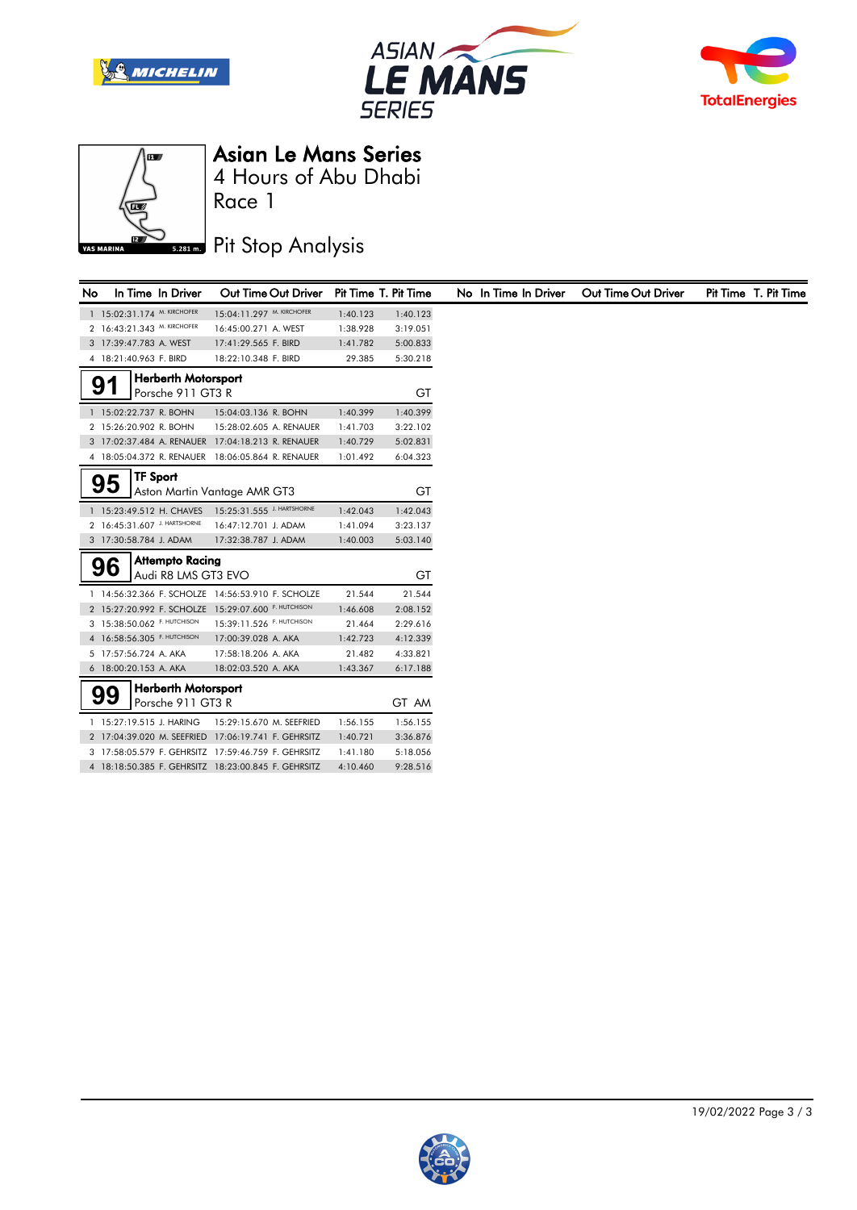# Asian Le Mans Series

## 4 Hours of Abu Dhabi

## Race 1

## Pit Stop Analysis

| No | In Time | In Driver | Out Time | Out Driver | Pit Time | T. Pit Time |
|---|---|---|---|---|---|---|
| 1 | 15:02:31.174 | M. KIRCHOFER | 15:04:11.297 | M. KIRCHOFER | 1:40.123 | 1:40.123 |
| 2 | 16:43:21.343 | M. KIRCHOFER | 16:45:00.271 | A. WEST | 1:38.928 | 3:19.051 |
| 3 | 17:39:47.783 | A. WEST | 17:41:29.565 | F. BIRD | 1:41.782 | 5:00.833 |
| 4 | 18:21:40.963 | F. BIRD | 18:22:10.348 | F. BIRD | 29.385 | 5:30.218 |

**91** **Herberth Motorsport** Porsche 911 GT3 R — GT

| No | In Time | In Driver | Out Time | Out Driver | Pit Time | T. Pit Time |
|---|---|---|---|---|---|---|
| 1 | 15:02:22.737 | R. BOHN | 15:04:03.136 | R. BOHN | 1:40.399 | 1:40.399 |
| 2 | 15:26:20.902 | R. BOHN | 15:28:02.605 | A. RENAUER | 1:41.703 | 3:22.102 |
| 3 | 17:02:37.484 | A. RENAUER | 17:04:18.213 | R. RENAUER | 1:40.729 | 5:02.831 |
| 4 | 18:05:04.372 | R. RENAUER | 18:06:05.864 | R. RENAUER | 1:01.492 | 6:04.323 |

**95** **TF Sport** Aston Martin Vantage AMR GT3 — GT

| No | In Time | In Driver | Out Time | Out Driver | Pit Time | T. Pit Time |
|---|---|---|---|---|---|---|
| 1 | 15:23:49.512 | H. CHAVES | 15:25:31.555 | J. HARTSHORNE | 1:42.043 | 1:42.043 |
| 2 | 16:45:31.607 | J. HARTSHORNE | 16:47:12.701 | J. ADAM | 1:41.094 | 3:23.137 |
| 3 | 17:30:58.784 | J. ADAM | 17:32:38.787 | J. ADAM | 1:40.003 | 5:03.140 |

**96** **Attempto Racing** Audi R8 LMS GT3 EVO — GT

| No | In Time | In Driver | Out Time | Out Driver | Pit Time | T. Pit Time |
|---|---|---|---|---|---|---|
| 1 | 14:56:32.366 | F. SCHOLZE | 14:56:53.910 | F. SCHOLZE | 21.544 | 21.544 |
| 2 | 15:27:20.992 | F. SCHOLZE | 15:29:07.600 | F. HUTCHISON | 1:46.608 | 2:08.152 |
| 3 | 15:38:50.062 | F. HUTCHISON | 15:39:11.526 | F. HUTCHISON | 21.464 | 2:29.616 |
| 4 | 16:58:56.305 | F. HUTCHISON | 17:00:39.028 | A. AKA | 1:42.723 | 4:12.339 |
| 5 | 17:57:56.724 | A. AKA | 17:58:18.206 | A. AKA | 21.482 | 4:33.821 |
| 6 | 18:00:20.153 | A. AKA | 18:02:03.520 | A. AKA | 1:43.367 | 6:17.188 |

**99** **Herberth Motorsport** Porsche 911 GT3 R — GT AM

| No | In Time | In Driver | Out Time | Out Driver | Pit Time | T. Pit Time |
|---|---|---|---|---|---|---|
| 1 | 15:27:19.515 | J. HARING | 15:29:15.670 | M. SEEFRIED | 1:56.155 | 1:56.155 |
| 2 | 17:04:39.020 | M. SEEFRIED | 17:06:19.741 | F. GEHRSITZ | 1:40.721 | 3:36.876 |
| 3 | 17:58:05.579 | F. GEHRSITZ | 17:59:46.759 | F. GEHRSITZ | 1:41.180 | 5:18.056 |
| 4 | 18:18:50.385 | F. GEHRSITZ | 18:23:00.845 | F. GEHRSITZ | 4:10.460 | 9:28.516 |

19/02/2022